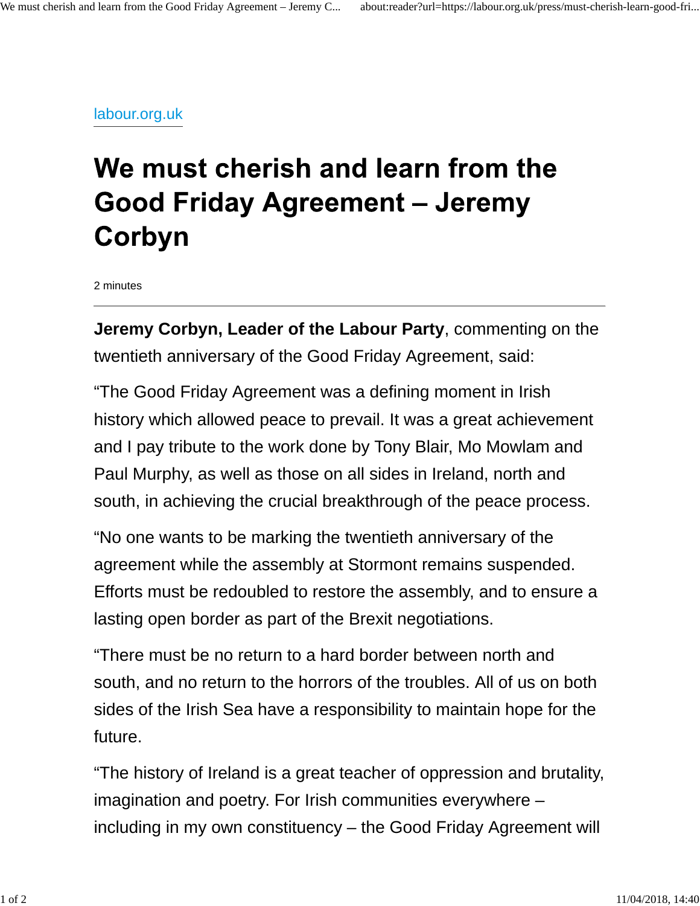labour.org.uk

# We must cherish and learn from the Good Friday Agreement – Jeremy Corbyn

2 minutes

---

**Jeremy Corbyn, Leader of the Labour Party**, commenting on the twentieth anniversary of the Good Friday Agreement, said:

"The Good Friday Agreement was a defining moment in Irish history which allowed peace to prevail. It was a great achievement and I pay tribute to the work done by Tony Blair, Mo Mowlam and Paul Murphy, as well as those on all sides in Ireland, north and south, in achieving the crucial breakthrough of the peace process.

"No one wants to be marking the twentieth anniversary of the agreement while the assembly at Stormont remains suspended. Efforts must be redoubled to restore the assembly, and to ensure a lasting open border as part of the Brexit negotiations.

"There must be no return to a hard border between north and south, and no return to the horrors of the troubles. All of us on both sides of the Irish Sea have a responsibility to maintain hope for the future.

"The history of Ireland is a great teacher of oppression and brutality, imagination and poetry. For Irish communities everywhere – including in my own constituency – the Good Friday Agreement will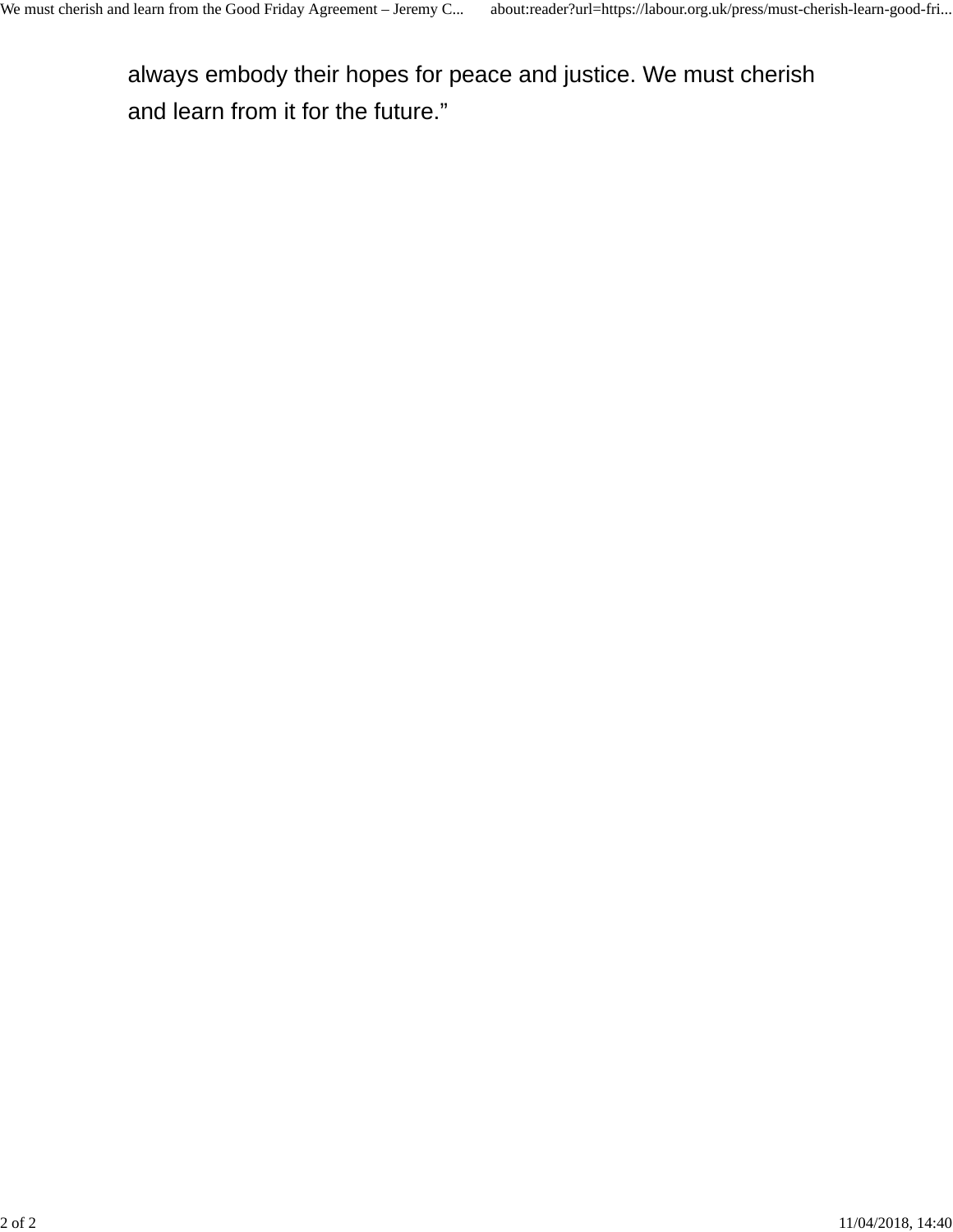always embody their hopes for peace and justice. We must cherish and learn from it for the future."